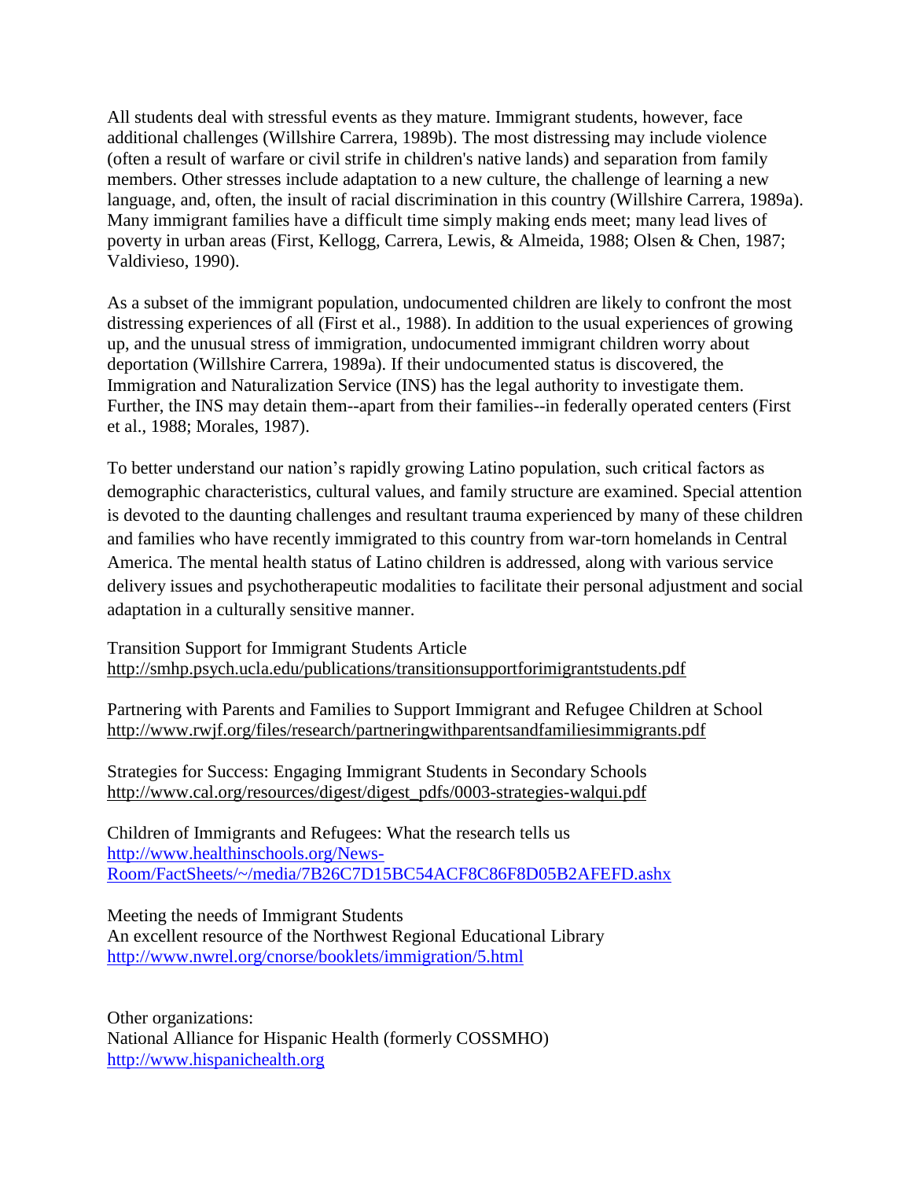All students deal with stressful events as they mature. Immigrant students, however, face additional challenges (Willshire Carrera, 1989b). The most distressing may include violence (often a result of warfare or civil strife in children's native lands) and separation from family members. Other stresses include adaptation to a new culture, the challenge of learning a new language, and, often, the insult of racial discrimination in this country (Willshire Carrera, 1989a). Many immigrant families have a difficult time simply making ends meet; many lead lives of poverty in urban areas (First, Kellogg, Carrera, Lewis, & Almeida, 1988; Olsen & Chen, 1987; Valdivieso, 1990).

As a subset of the immigrant population, undocumented children are likely to confront the most distressing experiences of all (First et al., 1988). In addition to the usual experiences of growing up, and the unusual stress of immigration, undocumented immigrant children worry about deportation (Willshire Carrera, 1989a). If their undocumented status is discovered, the Immigration and Naturalization Service (INS) has the legal authority to investigate them. Further, the INS may detain them--apart from their families--in federally operated centers (First et al., 1988; Morales, 1987).

To better understand our nation's rapidly growing Latino population, such critical factors as demographic characteristics, cultural values, and family structure are examined. Special attention is devoted to the daunting challenges and resultant trauma experienced by many of these children and families who have recently immigrated to this country from war-torn homelands in Central America. The mental health status of Latino children is addressed, along with various service delivery issues and psychotherapeutic modalities to facilitate their personal adjustment and social adaptation in a culturally sensitive manner.

Transition Support for Immigrant Students Article
http://smhp.psych.ucla.edu/publications/transitionsupportforimmigrantstudents.pdf

Partnering with Parents and Families to Support Immigrant and Refugee Children at School
http://www.rwjf.org/files/research/partneringwithparentsandfamiliesimmigrants.pdf

Strategies for Success: Engaging Immigrant Students in Secondary Schools
http://www.cal.org/resources/digest/digest_pdfs/0003-strategies-walqui.pdf

Children of Immigrants and Refugees: What the research tells us
http://www.healthinschools.org/News-Room/FactSheets/~/media/7B26C7D15BC54ACF8C86F8D05B2AFEFD.ashx

Meeting the needs of Immigrant Students
An excellent resource of the Northwest Regional Educational Library
http://www.nwrel.org/cnorse/booklets/immigration/5.html

Other organizations:
National Alliance for Hispanic Health (formerly COSSMHO)
http://www.hispanichealth.org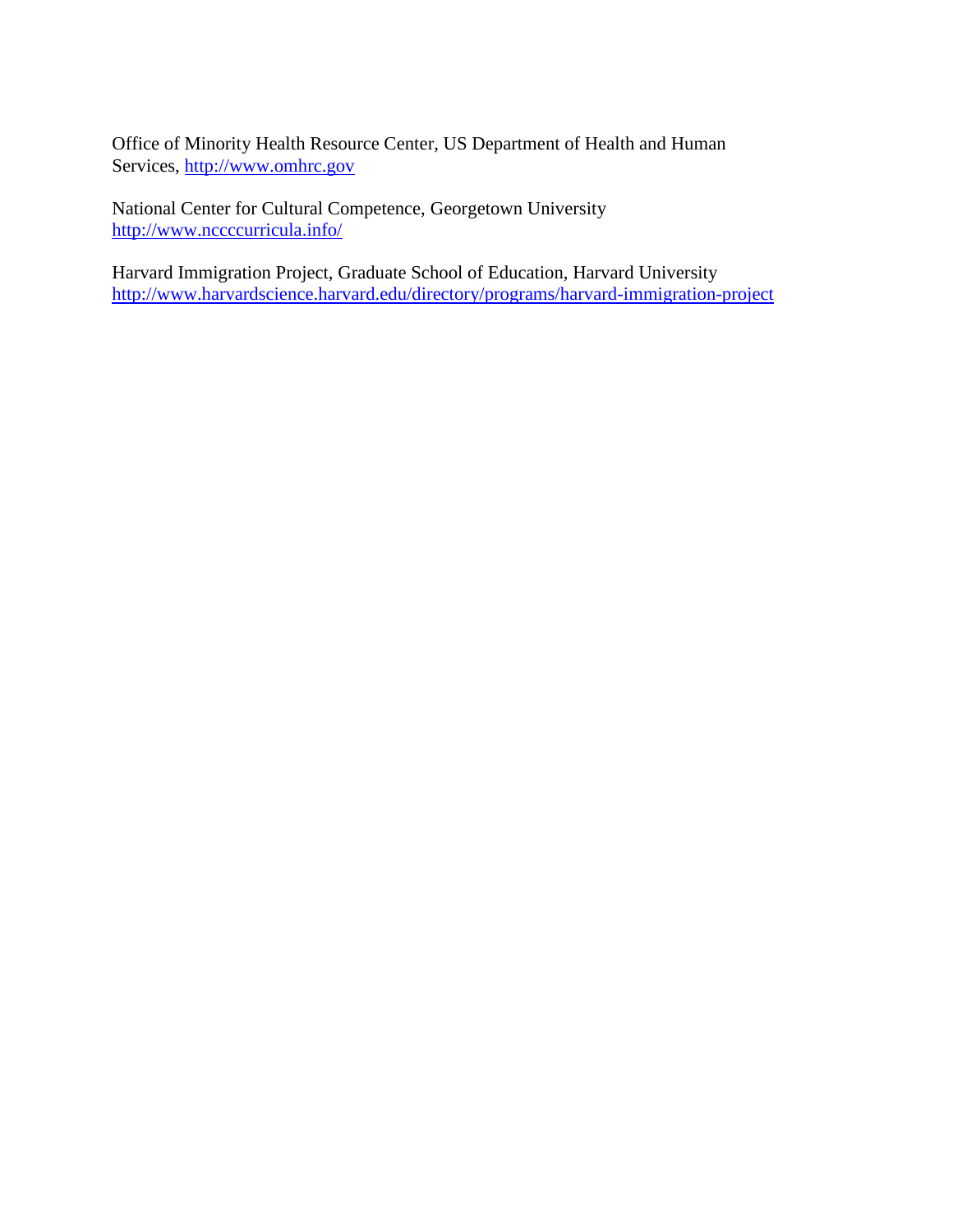Office of Minority Health Resource Center, US Department of Health and Human Services, http://www.omhrc.gov

National Center for Cultural Competence, Georgetown University
http://www.nccccurricula.info/

Harvard Immigration Project, Graduate School of Education, Harvard University
http://www.harvardscience.harvard.edu/directory/programs/harvard-immigration-project